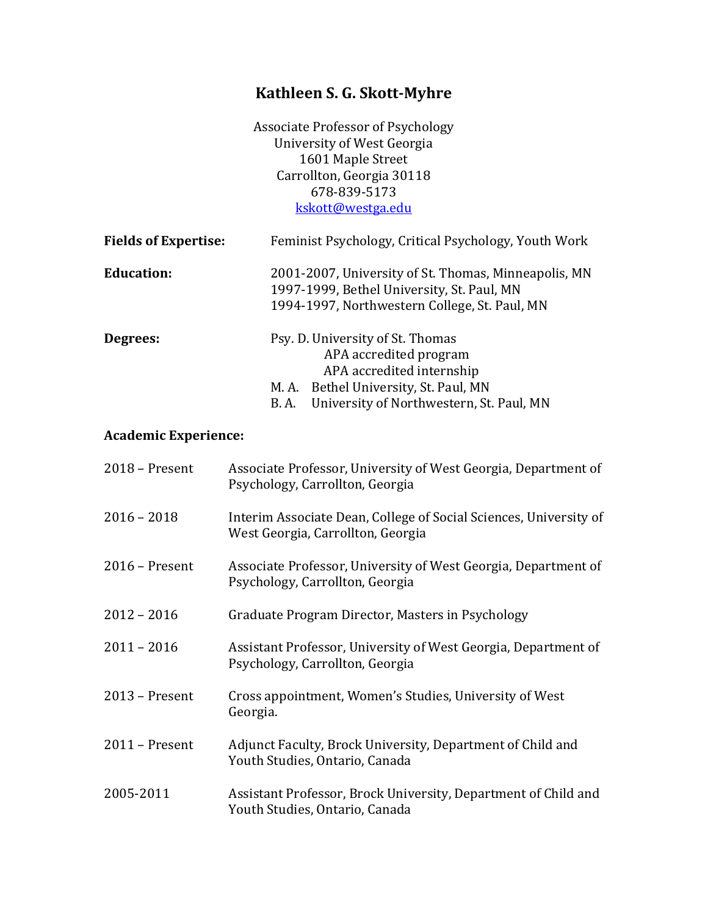# Kathleen S. G. Skott-Myhre

Associate Professor of Psychology
University of West Georgia
1601 Maple Street
Carrollton, Georgia 30118
678-839-5173
kskott@westga.edu

**Fields of Expertise:** Feminist Psychology, Critical Psychology, Youth Work

**Education:**
2001-2007, University of St. Thomas, Minneapolis, MN
1997-1999, Bethel University, St. Paul, MN
1994-1997, Northwestern College, St. Paul, MN

**Degrees:**
Psy. D. University of St. Thomas
APA accredited program
APA accredited internship
M. A. Bethel University, St. Paul, MN
B. A. University of Northwestern, St. Paul, MN

**Academic Experience:**

2018 – Present — Associate Professor, University of West Georgia, Department of Psychology, Carrollton, Georgia

2016 – 2018 — Interim Associate Dean, College of Social Sciences, University of West Georgia, Carrollton, Georgia

2016 – Present — Associate Professor, University of West Georgia, Department of Psychology, Carrollton, Georgia

2012 – 2016 — Graduate Program Director, Masters in Psychology

2011 – 2016 — Assistant Professor, University of West Georgia, Department of Psychology, Carrollton, Georgia

2013 – Present — Cross appointment, Women's Studies, University of West Georgia.

2011 – Present — Adjunct Faculty, Brock University, Department of Child and Youth Studies, Ontario, Canada

2005-2011 — Assistant Professor, Brock University, Department of Child and Youth Studies, Ontario, Canada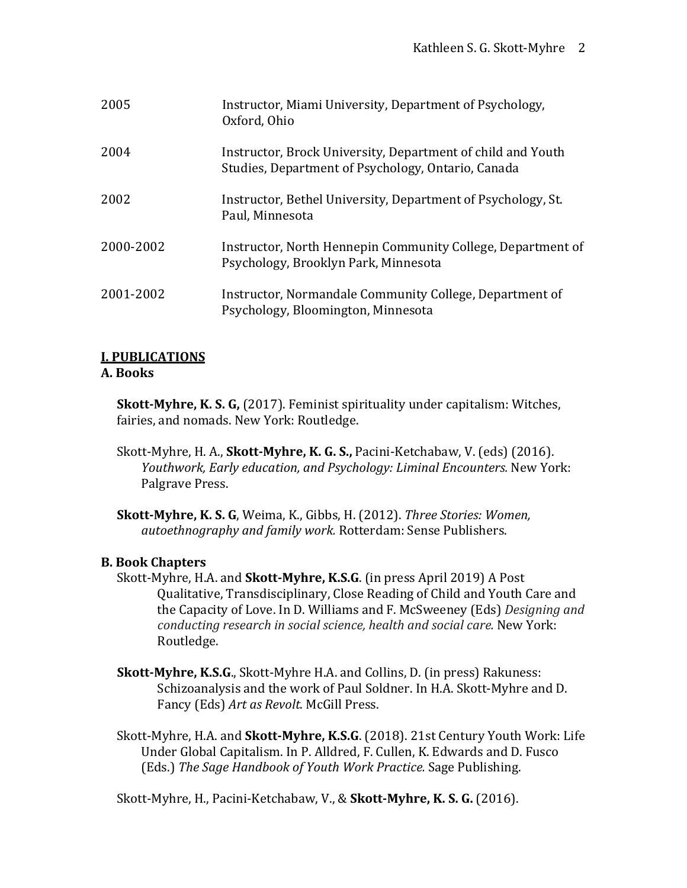2005 Instructor, Miami University, Department of Psychology, Oxford, Ohio

2004 Instructor, Brock University, Department of child and Youth Studies, Department of Psychology, Ontario, Canada

2002 Instructor, Bethel University, Department of Psychology, St. Paul, Minnesota

2000-2002 Instructor, North Hennepin Community College, Department of Psychology, Brooklyn Park, Minnesota

2001-2002 Instructor, Normandale Community College, Department of Psychology, Bloomington, Minnesota

## I. PUBLICATIONS

### A. Books

**Skott-Myhre, K. S. G,** (2017). Feminist spirituality under capitalism: Witches, fairies, and nomads. New York: Routledge.

Skott-Myhre, H. A., **Skott-Myhre, K. G. S.,** Pacini-Ketchabaw, V. (eds) (2016). *Youthwork, Early education, and Psychology: Liminal Encounters.* New York: Palgrave Press.

**Skott-Myhre, K. S. G**, Weima, K., Gibbs, H. (2012). *Three Stories: Women, autoethnography and family work.* Rotterdam: Sense Publishers.

### B. Book Chapters

Skott-Myhre, H.A. and **Skott-Myhre, K.S.G**. (in press April 2019) A Post Qualitative, Transdisciplinary, Close Reading of Child and Youth Care and the Capacity of Love. In D. Williams and F. McSweeney (Eds) *Designing and conducting research in social science, health and social care.* New York: Routledge.

**Skott-Myhre, K.S.G**., Skott-Myhre H.A. and Collins, D. (in press) Rakuness: Schizoanalysis and the work of Paul Soldner. In H.A. Skott-Myhre and D. Fancy (Eds) *Art as Revolt*. McGill Press.

Skott-Myhre, H.A. and **Skott-Myhre, K.S.G**. (2018). 21st Century Youth Work: Life Under Global Capitalism. In P. Alldred, F. Cullen, K. Edwards and D. Fusco (Eds.) *The Sage Handbook of Youth Work Practice.* Sage Publishing.

Skott-Myhre, H., Pacini-Ketchabaw, V., & **Skott-Myhre, K. S. G.** (2016).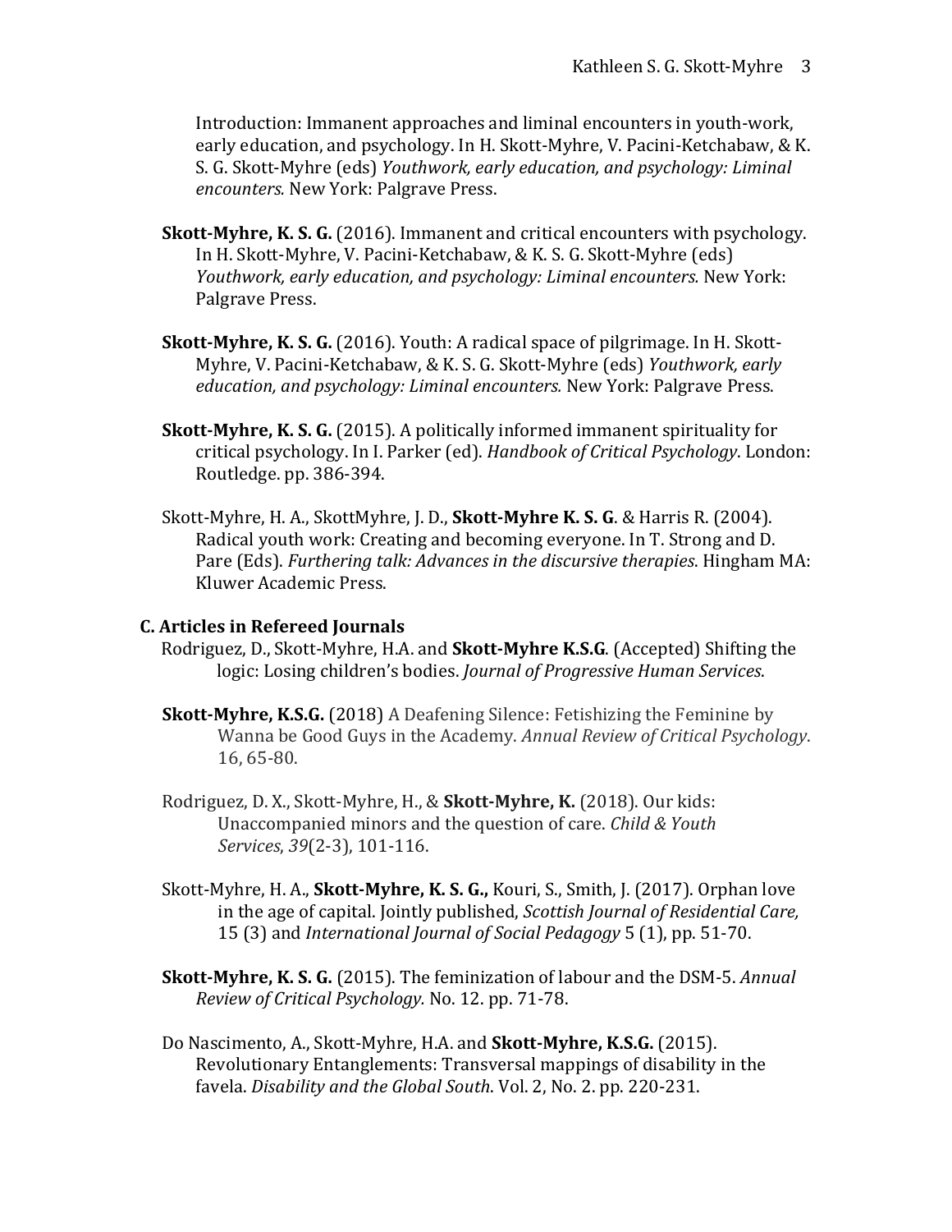Introduction: Immanent approaches and liminal encounters in youth-work, early education, and psychology. In H. Skott-Myhre, V. Pacini-Ketchabaw, & K. S. G. Skott-Myhre (eds) *Youthwork, early education, and psychology: Liminal encounters.* New York: Palgrave Press.

**Skott-Myhre, K. S. G.** (2016). Immanent and critical encounters with psychology. In H. Skott-Myhre, V. Pacini-Ketchabaw, & K. S. G. Skott-Myhre (eds) *Youthwork, early education, and psychology: Liminal encounters.* New York: Palgrave Press.

**Skott-Myhre, K. S. G.** (2016). Youth: A radical space of pilgrimage. In H. Skott-Myhre, V. Pacini-Ketchabaw, & K. S. G. Skott-Myhre (eds) *Youthwork, early education, and psychology: Liminal encounters.* New York: Palgrave Press.

**Skott-Myhre, K. S. G.** (2015). A politically informed immanent spirituality for critical psychology. In I. Parker (ed). *Handbook of Critical Psychology*. London: Routledge. pp. 386-394.

Skott-Myhre, H. A., SkottMyhre, J. D., **Skott-Myhre K. S. G**. & Harris R. (2004). Radical youth work: Creating and becoming everyone. In T. Strong and D. Pare (Eds). *Furthering talk: Advances in the discursive therapies*. Hingham MA: Kluwer Academic Press.

### C. Articles in Refereed Journals

Rodriguez, D., Skott-Myhre, H.A. and **Skott-Myhre K.S.G**. (Accepted) Shifting the logic: Losing children's bodies. *Journal of Progressive Human Services*.

**Skott-Myhre, K.S.G.** (2018) A Deafening Silence: Fetishizing the Feminine by Wanna be Good Guys in the Academy. *Annual Review of Critical Psychology*. 16, 65-80.

Rodriguez, D. X., Skott-Myhre, H., & **Skott-Myhre, K.** (2018). Our kids: Unaccompanied minors and the question of care. *Child & Youth Services*, *39*(2-3), 101-116.

Skott-Myhre, H. A., **Skott-Myhre, K. S. G.,** Kouri, S., Smith, J. (2017). Orphan love in the age of capital. Jointly published, *Scottish Journal of Residential Care,* 15 (3) and *International Journal of Social Pedagogy* 5 (1), pp. 51-70.

**Skott-Myhre, K. S. G.** (2015). The feminization of labour and the DSM-5. *Annual Review of Critical Psychology.* No. 12. pp. 71-78.

Do Nascimento, A., Skott-Myhre, H.A. and **Skott-Myhre, K.S.G.** (2015). Revolutionary Entanglements: Transversal mappings of disability in the favela. *Disability and the Global South*. Vol. 2, No. 2. pp. 220-231.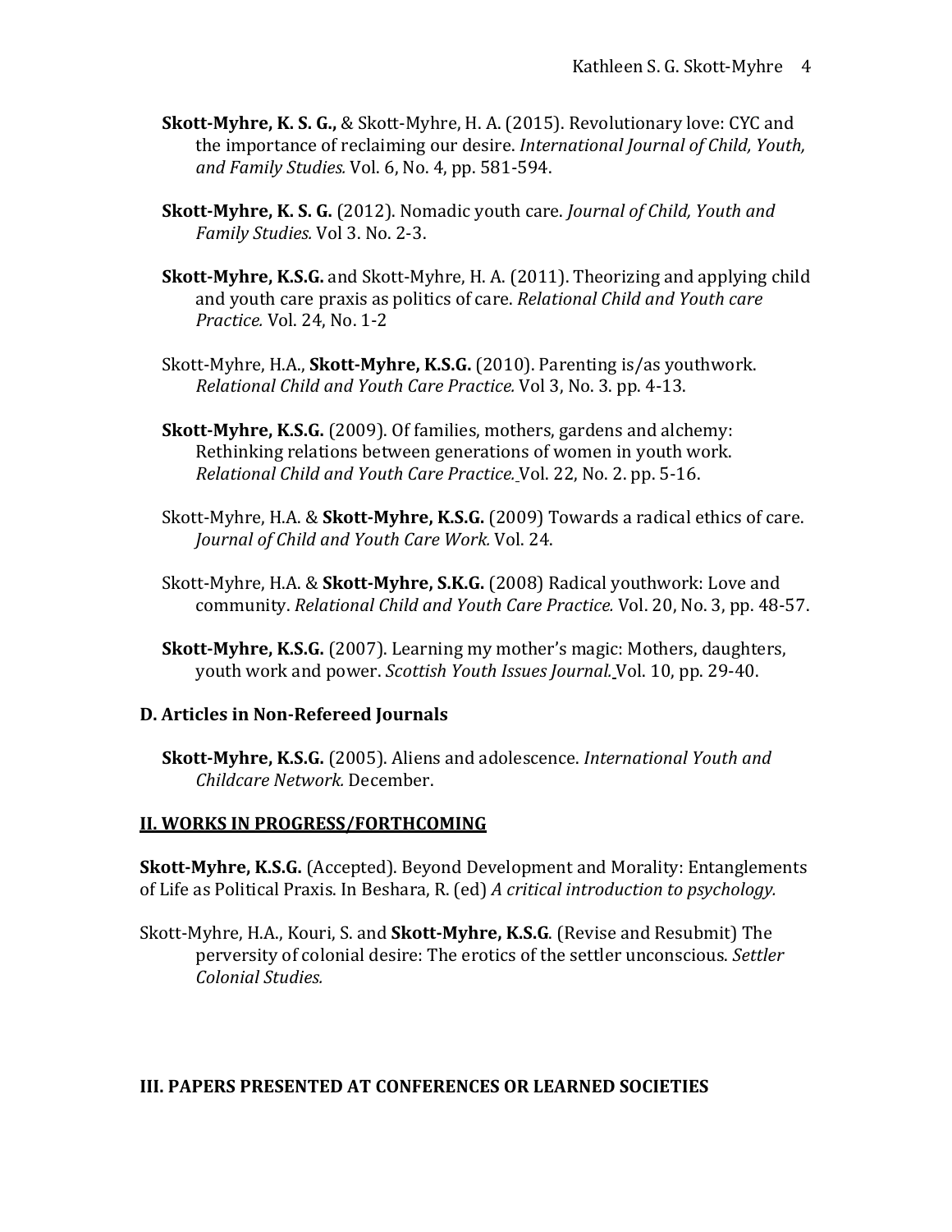**Skott-Myhre, K. S. G.,** & Skott-Myhre, H. A. (2015). Revolutionary love: CYC and the importance of reclaiming our desire. *International Journal of Child, Youth, and Family Studies.* Vol. 6, No. 4, pp. 581-594.

**Skott-Myhre, K. S. G.** (2012). Nomadic youth care. *Journal of Child, Youth and Family Studies.* Vol 3. No. 2-3.

**Skott-Myhre, K.S.G.** and Skott-Myhre, H. A. (2011). Theorizing and applying child and youth care praxis as politics of care. *Relational Child and Youth care Practice.* Vol. 24, No. 1-2

Skott-Myhre, H.A., **Skott-Myhre, K.S.G.** (2010). Parenting is/as youthwork. *Relational Child and Youth Care Practice.* Vol 3, No. 3. pp. 4-13.

**Skott-Myhre, K.S.G.** (2009). Of families, mothers, gardens and alchemy: Rethinking relations between generations of women in youth work. *Relational Child and Youth Care Practice.* Vol. 22, No. 2. pp. 5-16.

Skott-Myhre, H.A. & **Skott-Myhre, K.S.G.** (2009) Towards a radical ethics of care. *Journal of Child and Youth Care Work.* Vol. 24.

Skott-Myhre, H.A. & **Skott-Myhre, S.K.G.** (2008) Radical youthwork: Love and community. *Relational Child and Youth Care Practice.* Vol. 20, No. 3, pp. 48-57.

**Skott-Myhre, K.S.G.** (2007). Learning my mother's magic: Mothers, daughters, youth work and power. *Scottish Youth Issues Journal.* Vol. 10, pp. 29-40.

### D. Articles in Non-Refereed Journals

**Skott-Myhre, K.S.G.** (2005). Aliens and adolescence. *International Youth and Childcare Network.* December.

## II. WORKS IN PROGRESS/FORTHCOMING

**Skott-Myhre, K.S.G.** (Accepted). Beyond Development and Morality: Entanglements of Life as Political Praxis. In Beshara, R. (ed) *A critical introduction to psychology.*

Skott-Myhre, H.A., Kouri, S. and **Skott-Myhre, K.S.G**. (Revise and Resubmit) The perversity of colonial desire: The erotics of the settler unconscious. *Settler Colonial Studies.*

## III. PAPERS PRESENTED AT CONFERENCES OR LEARNED SOCIETIES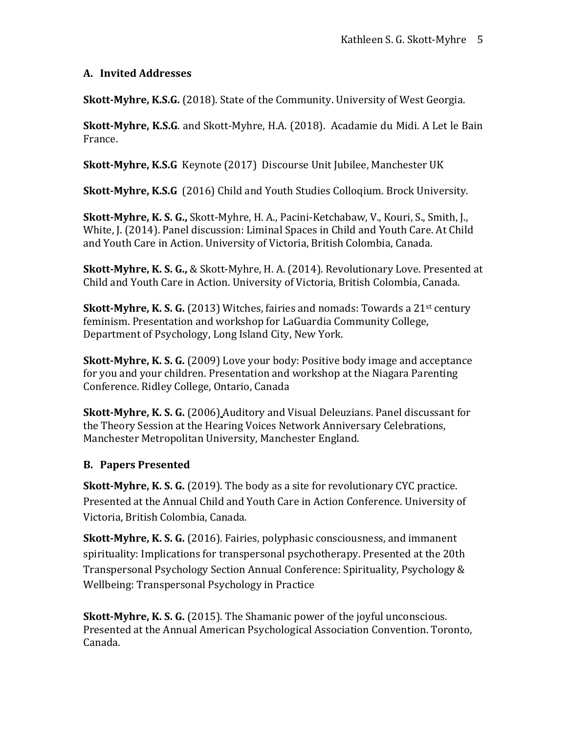### A. Invited Addresses

**Skott-Myhre, K.S.G.** (2018). State of the Community. University of West Georgia.

**Skott-Myhre, K.S.G**. and Skott-Myhre, H.A. (2018). Acadamie du Midi. A Let le Bain France.

**Skott-Myhre, K.S.G** Keynote (2017) Discourse Unit Jubilee, Manchester UK

**Skott-Myhre, K.S.G** (2016) Child and Youth Studies Colloqium. Brock University.

**Skott-Myhre, K. S. G.,** Skott-Myhre, H. A., Pacini-Ketchabaw, V., Kouri, S., Smith, J., White, J. (2014). Panel discussion: Liminal Spaces in Child and Youth Care. At Child and Youth Care in Action. University of Victoria, British Colombia, Canada.

**Skott-Myhre, K. S. G.,** & Skott-Myhre, H. A. (2014). Revolutionary Love. Presented at Child and Youth Care in Action. University of Victoria, British Colombia, Canada.

**Skott-Myhre, K. S. G.** (2013) Witches, fairies and nomads: Towards a 21st century feminism. Presentation and workshop for LaGuardia Community College, Department of Psychology, Long Island City, New York.

**Skott-Myhre, K. S. G.** (2009) Love your body: Positive body image and acceptance for you and your children. Presentation and workshop at the Niagara Parenting Conference. Ridley College, Ontario, Canada

**Skott-Myhre, K. S. G.** (2006) Auditory and Visual Deleuzians. Panel discussant for the Theory Session at the Hearing Voices Network Anniversary Celebrations, Manchester Metropolitan University, Manchester England.

### B. Papers Presented

**Skott-Myhre, K. S. G.** (2019). The body as a site for revolutionary CYC practice. Presented at the Annual Child and Youth Care in Action Conference. University of Victoria, British Colombia, Canada.

**Skott-Myhre, K. S. G.** (2016). Fairies, polyphasic consciousness, and immanent spirituality: Implications for transpersonal psychotherapy. Presented at the 20th Transpersonal Psychology Section Annual Conference: Spirituality, Psychology & Wellbeing: Transpersonal Psychology in Practice

**Skott-Myhre, K. S. G.** (2015). The Shamanic power of the joyful unconscious. Presented at the Annual American Psychological Association Convention. Toronto, Canada.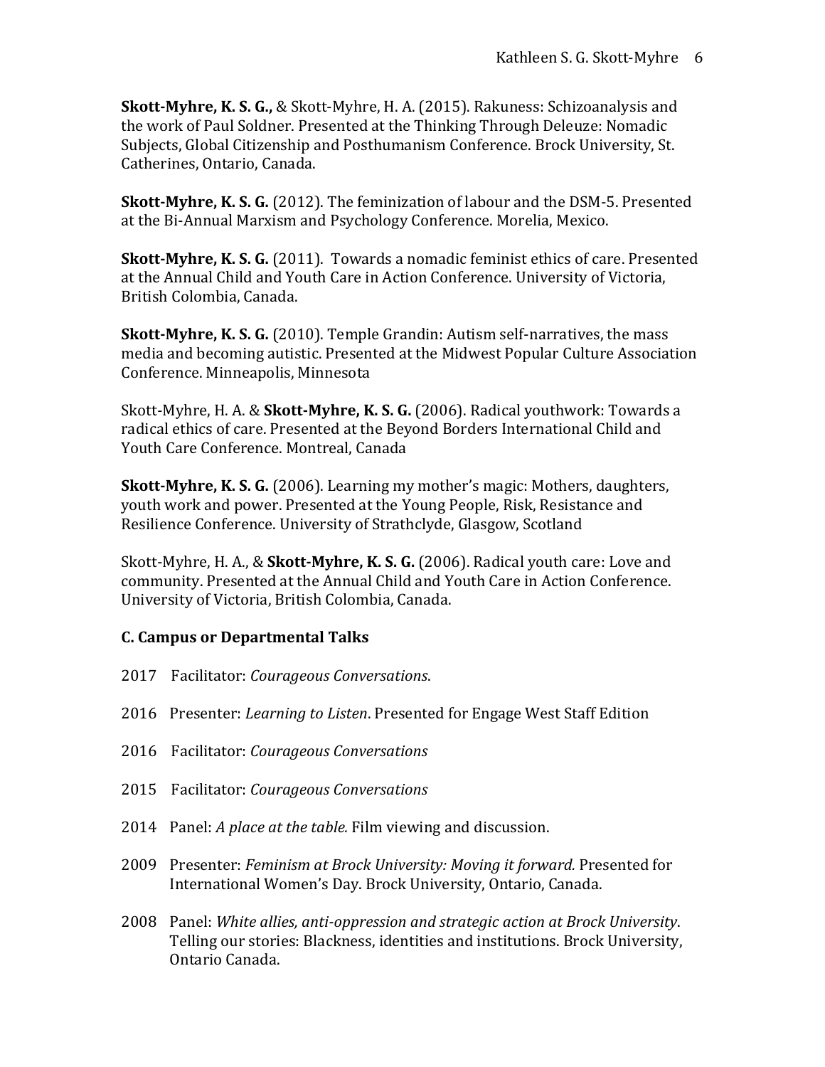**Skott-Myhre, K. S. G.,** & Skott-Myhre, H. A. (2015). Rakuness: Schizoanalysis and the work of Paul Soldner. Presented at the Thinking Through Deleuze: Nomadic Subjects, Global Citizenship and Posthumanism Conference. Brock University, St. Catherines, Ontario, Canada.

**Skott-Myhre, K. S. G.** (2012). The feminization of labour and the DSM-5. Presented at the Bi-Annual Marxism and Psychology Conference. Morelia, Mexico.

**Skott-Myhre, K. S. G.** (2011). Towards a nomadic feminist ethics of care. Presented at the Annual Child and Youth Care in Action Conference. University of Victoria, British Colombia, Canada.

**Skott-Myhre, K. S. G.** (2010). Temple Grandin: Autism self-narratives, the mass media and becoming autistic. Presented at the Midwest Popular Culture Association Conference. Minneapolis, Minnesota

Skott-Myhre, H. A. & **Skott-Myhre, K. S. G.** (2006). Radical youthwork: Towards a radical ethics of care. Presented at the Beyond Borders International Child and Youth Care Conference. Montreal, Canada

**Skott-Myhre, K. S. G.** (2006). Learning my mother's magic: Mothers, daughters, youth work and power. Presented at the Young People, Risk, Resistance and Resilience Conference. University of Strathclyde, Glasgow, Scotland

Skott-Myhre, H. A., & **Skott-Myhre, K. S. G.** (2006). Radical youth care: Love and community. Presented at the Annual Child and Youth Care in Action Conference. University of Victoria, British Colombia, Canada.

### C. Campus or Departmental Talks

2017 Facilitator: *Courageous Conversations*.

2016 Presenter: *Learning to Listen*. Presented for Engage West Staff Edition

2016 Facilitator: *Courageous Conversations*

2015 Facilitator: *Courageous Conversations*

2014 Panel: *A place at the table.* Film viewing and discussion.

2009 Presenter: *Feminism at Brock University: Moving it forward.* Presented for International Women's Day. Brock University, Ontario, Canada.

2008 Panel: *White allies, anti-oppression and strategic action at Brock University*. Telling our stories: Blackness, identities and institutions. Brock University, Ontario Canada.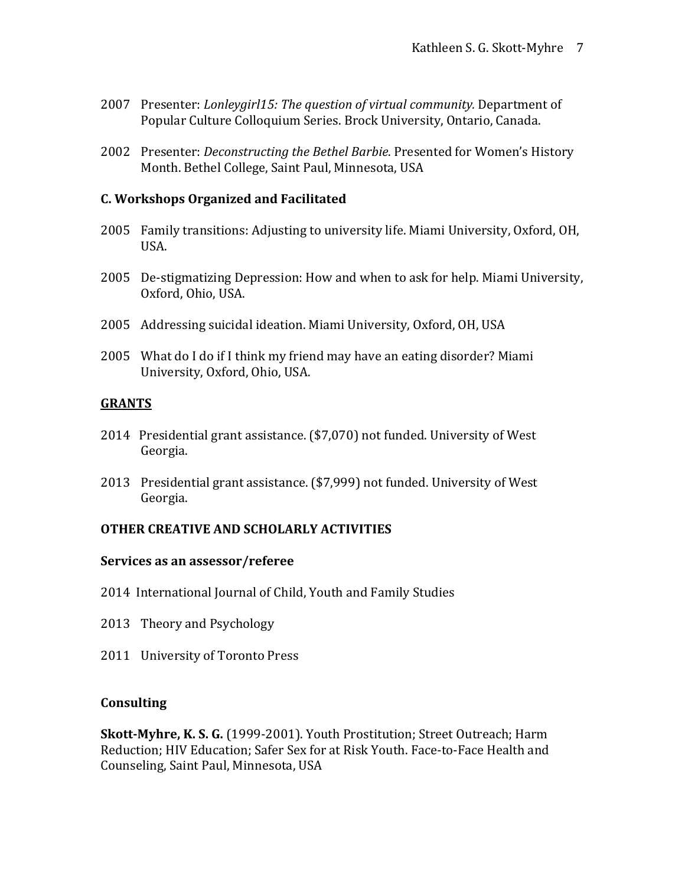2007 Presenter: *Lonleygirl15: The question of virtual community.* Department of Popular Culture Colloquium Series. Brock University, Ontario, Canada.

2002 Presenter: *Deconstructing the Bethel Barbie*. Presented for Women's History Month. Bethel College, Saint Paul, Minnesota, USA

### C. Workshops Organized and Facilitated

2005 Family transitions: Adjusting to university life. Miami University, Oxford, OH, USA.

2005 De-stigmatizing Depression: How and when to ask for help. Miami University, Oxford, Ohio, USA.

2005 Addressing suicidal ideation. Miami University, Oxford, OH, USA

2005 What do I do if I think my friend may have an eating disorder? Miami University, Oxford, Ohio, USA.

## GRANTS

2014 Presidential grant assistance. ($7,070) not funded. University of West Georgia.

2013 Presidential grant assistance. ($7,999) not funded. University of West Georgia.

## OTHER CREATIVE AND SCHOLARLY ACTIVITIES

### Services as an assessor/referee

2014 International Journal of Child, Youth and Family Studies

2013 Theory and Psychology

2011 University of Toronto Press

### Consulting

**Skott-Myhre, K. S. G.** (1999-2001). Youth Prostitution; Street Outreach; Harm Reduction; HIV Education; Safer Sex for at Risk Youth. Face-to-Face Health and Counseling, Saint Paul, Minnesota, USA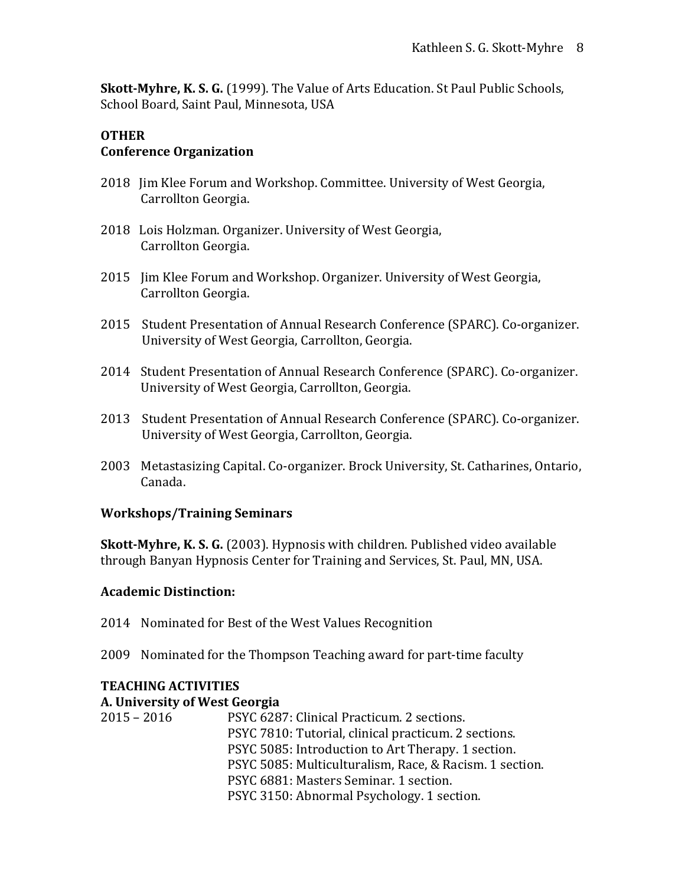**Skott-Myhre, K. S. G.** (1999). The Value of Arts Education. St Paul Public Schools, School Board, Saint Paul, Minnesota, USA

## OTHER

### Conference Organization

2018 Jim Klee Forum and Workshop. Committee. University of West Georgia, Carrollton Georgia.

2018 Lois Holzman. Organizer. University of West Georgia, Carrollton Georgia.

2015 Jim Klee Forum and Workshop. Organizer. University of West Georgia, Carrollton Georgia.

2015 Student Presentation of Annual Research Conference (SPARC). Co-organizer. University of West Georgia, Carrollton, Georgia.

2014 Student Presentation of Annual Research Conference (SPARC). Co-organizer. University of West Georgia, Carrollton, Georgia.

2013 Student Presentation of Annual Research Conference (SPARC). Co-organizer. University of West Georgia, Carrollton, Georgia.

2003 Metastasizing Capital. Co-organizer. Brock University, St. Catharines, Ontario, Canada.

### Workshops/Training Seminars

**Skott-Myhre, K. S. G.** (2003). Hypnosis with children. Published video available through Banyan Hypnosis Center for Training and Services, St. Paul, MN, USA.

### Academic Distinction:

2014 Nominated for Best of the West Values Recognition

2009 Nominated for the Thompson Teaching award for part-time faculty

## TEACHING ACTIVITIES

### A. University of West Georgia

2015 – 2016
- PSYC 6287: Clinical Practicum. 2 sections.
- PSYC 7810: Tutorial, clinical practicum. 2 sections.
- PSYC 5085: Introduction to Art Therapy. 1 section.
- PSYC 5085: Multiculturalism, Race, & Racism. 1 section.
- PSYC 6881: Masters Seminar. 1 section.
- PSYC 3150: Abnormal Psychology. 1 section.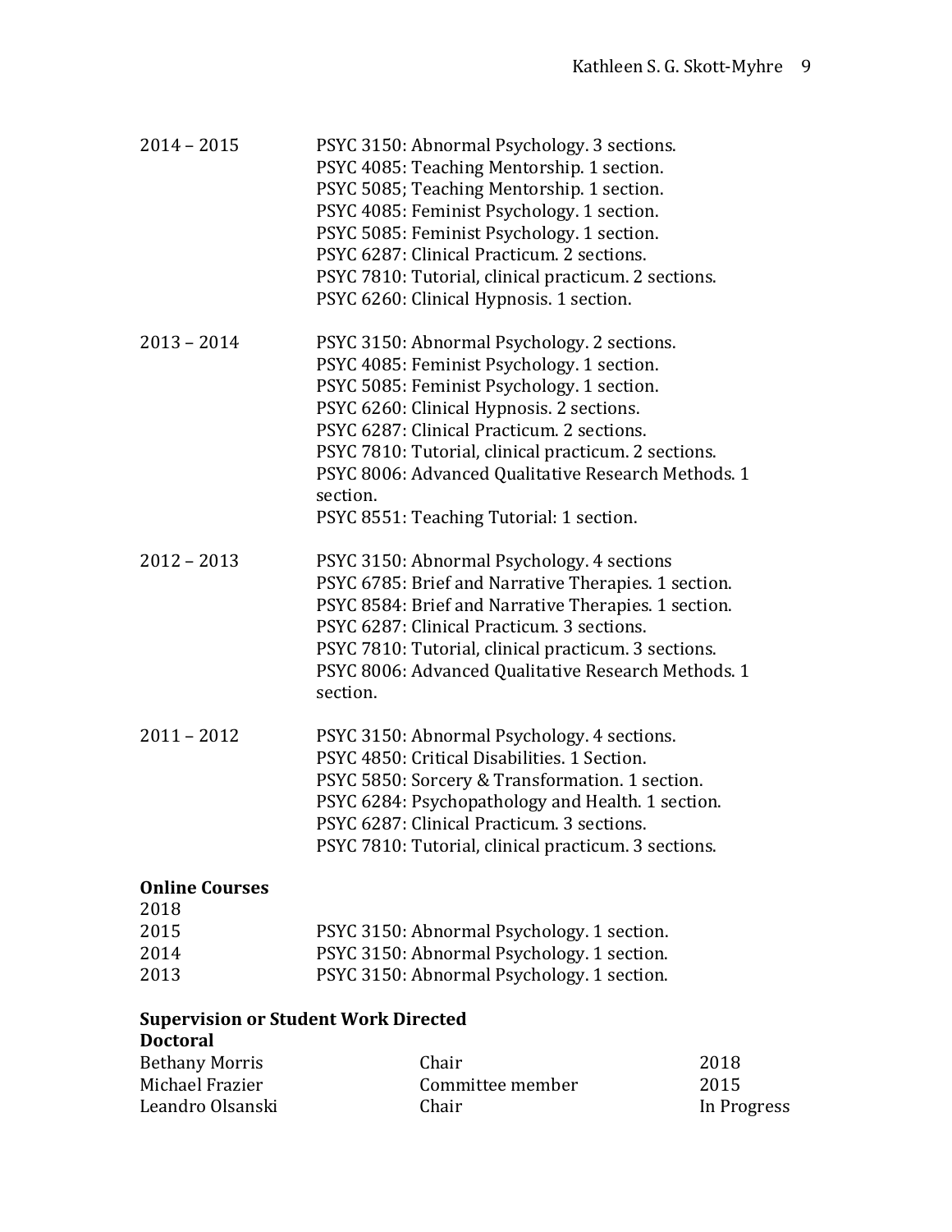2014 – 2015

PSYC 3150: Abnormal Psychology. 3 sections.
PSYC 4085: Teaching Mentorship. 1 section.
PSYC 5085; Teaching Mentorship. 1 section.
PSYC 4085: Feminist Psychology. 1 section.
PSYC 5085: Feminist Psychology. 1 section.
PSYC 6287: Clinical Practicum. 2 sections.
PSYC 7810: Tutorial, clinical practicum. 2 sections.
PSYC 6260: Clinical Hypnosis. 1 section.

2013 – 2014

PSYC 3150: Abnormal Psychology. 2 sections.
PSYC 4085: Feminist Psychology. 1 section.
PSYC 5085: Feminist Psychology. 1 section.
PSYC 6260: Clinical Hypnosis. 2 sections.
PSYC 6287: Clinical Practicum. 2 sections.
PSYC 7810: Tutorial, clinical practicum. 2 sections.
PSYC 8006: Advanced Qualitative Research Methods. 1 section.
PSYC 8551: Teaching Tutorial: 1 section.

2012 – 2013

PSYC 3150: Abnormal Psychology. 4 sections
PSYC 6785: Brief and Narrative Therapies. 1 section.
PSYC 8584: Brief and Narrative Therapies. 1 section.
PSYC 6287: Clinical Practicum. 3 sections.
PSYC 7810: Tutorial, clinical practicum. 3 sections.
PSYC 8006: Advanced Qualitative Research Methods. 1 section.

2011 – 2012

PSYC 3150: Abnormal Psychology. 4 sections.
PSYC 4850: Critical Disabilities. 1 Section.
PSYC 5850: Sorcery & Transformation. 1 section.
PSYC 6284: Psychopathology and Health. 1 section.
PSYC 6287: Clinical Practicum. 3 sections.
PSYC 7810: Tutorial, clinical practicum. 3 sections.

**Online Courses**

2018
2015 PSYC 3150: Abnormal Psychology. 1 section.
2014 PSYC 3150: Abnormal Psychology. 1 section.
2013 PSYC 3150: Abnormal Psychology. 1 section.

**Supervision or Student Work Directed**
**Doctoral**

| | | |
|---|---|---|
| Bethany Morris | Chair | 2018 |
| Michael Frazier | Committee member | 2015 |
| Leandro Olsanski | Chair | In Progress |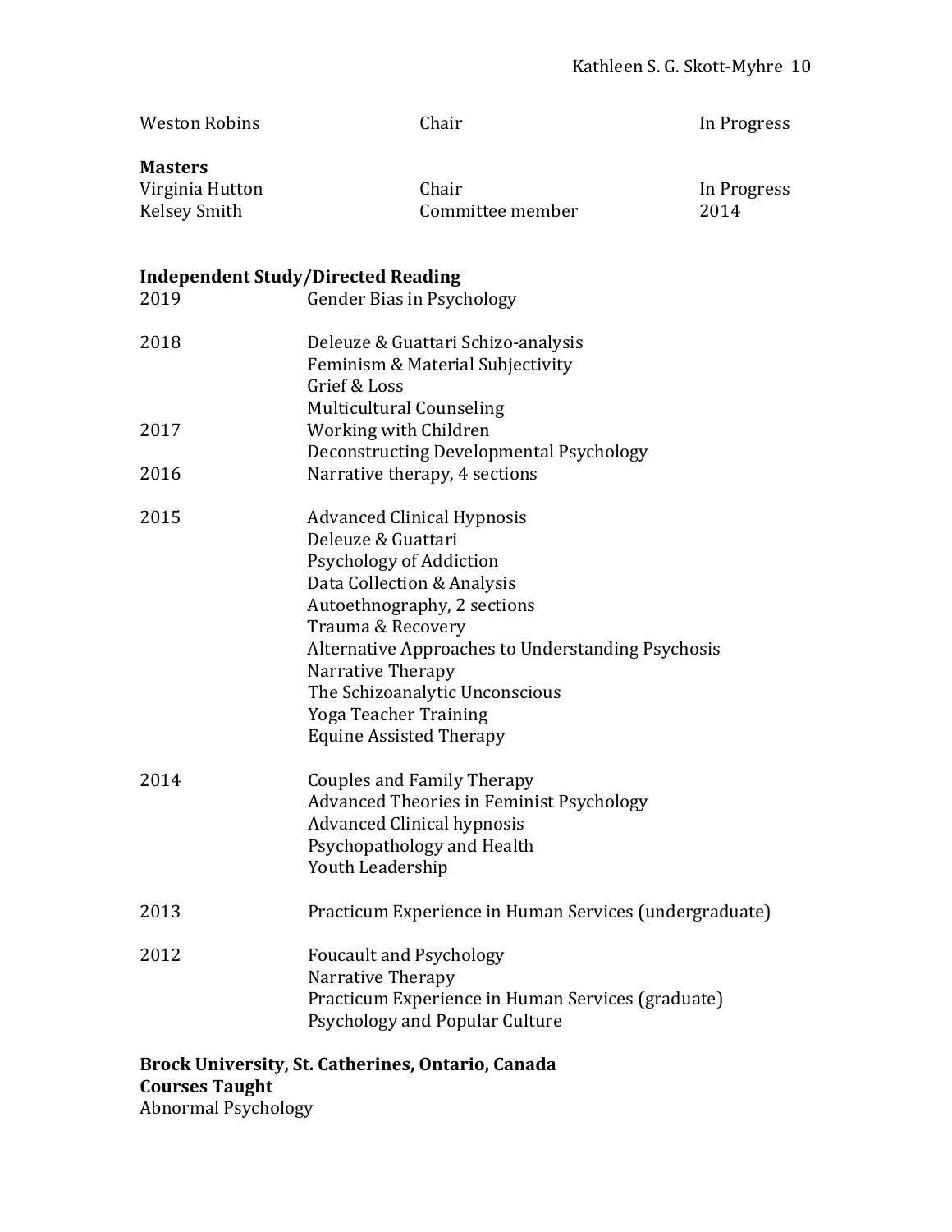| | | |
|---|---|---|
| Weston Robins | Chair | In Progress |

**Masters**

| | | |
|---|---|---|
| Virginia Hutton | Chair | In Progress |
| Kelsey Smith | Committee member | 2014 |

**Independent Study/Directed Reading**

| | |
|---|---|
| 2019 | Gender Bias in Psychology |
| 2018 | Deleuze & Guattari Schizo-analysis |
| | Feminism & Material Subjectivity |
| | Grief & Loss |
| | Multicultural Counseling |
| 2017 | Working with Children |
| | Deconstructing Developmental Psychology |
| 2016 | Narrative therapy, 4 sections |
| 2015 | Advanced Clinical Hypnosis |
| | Deleuze & Guattari |
| | Psychology of Addiction |
| | Data Collection & Analysis |
| | Autoethnography, 2 sections |
| | Trauma & Recovery |
| | Alternative Approaches to Understanding Psychosis |
| | Narrative Therapy |
| | The Schizoanalytic Unconscious |
| | Yoga Teacher Training |
| | Equine Assisted Therapy |
| 2014 | Couples and Family Therapy |
| | Advanced Theories in Feminist Psychology |
| | Advanced Clinical hypnosis |
| | Psychopathology and Health |
| | Youth Leadership |
| 2013 | Practicum Experience in Human Services (undergraduate) |
| 2012 | Foucault and Psychology |
| | Narrative Therapy |
| | Practicum Experience in Human Services (graduate) |
| | Psychology and Popular Culture |

**Brock University, St. Catherines, Ontario, Canada**
**Courses Taught**
Abnormal Psychology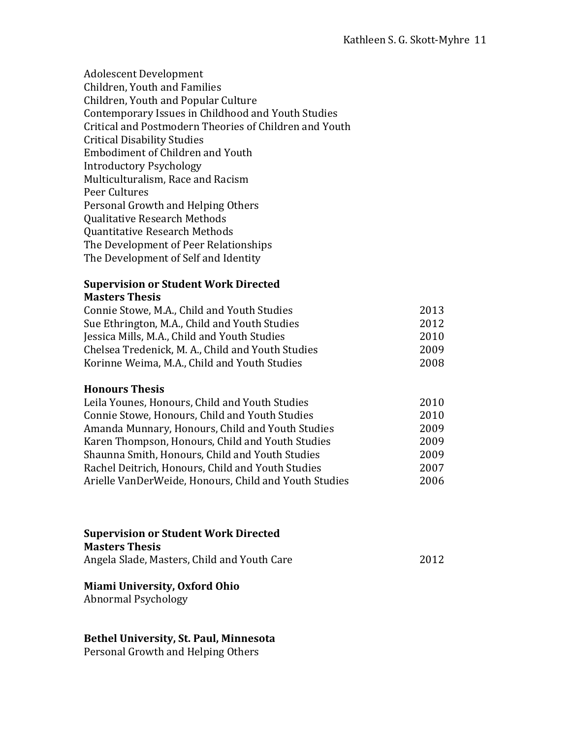Adolescent Development
Children, Youth and Families
Children, Youth and Popular Culture
Contemporary Issues in Childhood and Youth Studies
Critical and Postmodern Theories of Children and Youth
Critical Disability Studies
Embodiment of Children and Youth
Introductory Psychology
Multiculturalism, Race and Racism
Peer Cultures
Personal Growth and Helping Others
Qualitative Research Methods
Quantitative Research Methods
The Development of Peer Relationships
The Development of Self and Identity

**Supervision or Student Work Directed**
**Masters Thesis**

| | |
|---|---|
| Connie Stowe, M.A., Child and Youth Studies | 2013 |
| Sue Ethrington, M.A., Child and Youth Studies | 2012 |
| Jessica Mills, M.A., Child and Youth Studies | 2010 |
| Chelsea Tredenick, M. A., Child and Youth Studies | 2009 |
| Korinne Weima, M.A., Child and Youth Studies | 2008 |

**Honours Thesis**

| | |
|---|---|
| Leila Younes, Honours, Child and Youth Studies | 2010 |
| Connie Stowe, Honours, Child and Youth Studies | 2010 |
| Amanda Munnary, Honours, Child and Youth Studies | 2009 |
| Karen Thompson, Honours, Child and Youth Studies | 2009 |
| Shaunna Smith, Honours, Child and Youth Studies | 2009 |
| Rachel Deitrich, Honours, Child and Youth Studies | 2007 |
| Arielle VanDerWeide, Honours, Child and Youth Studies | 2006 |

**Supervision or Student Work Directed**
**Masters Thesis**

| | |
|---|---|
| Angela Slade, Masters, Child and Youth Care | 2012 |

**Miami University, Oxford Ohio**
Abnormal Psychology

**Bethel University, St. Paul, Minnesota**
Personal Growth and Helping Others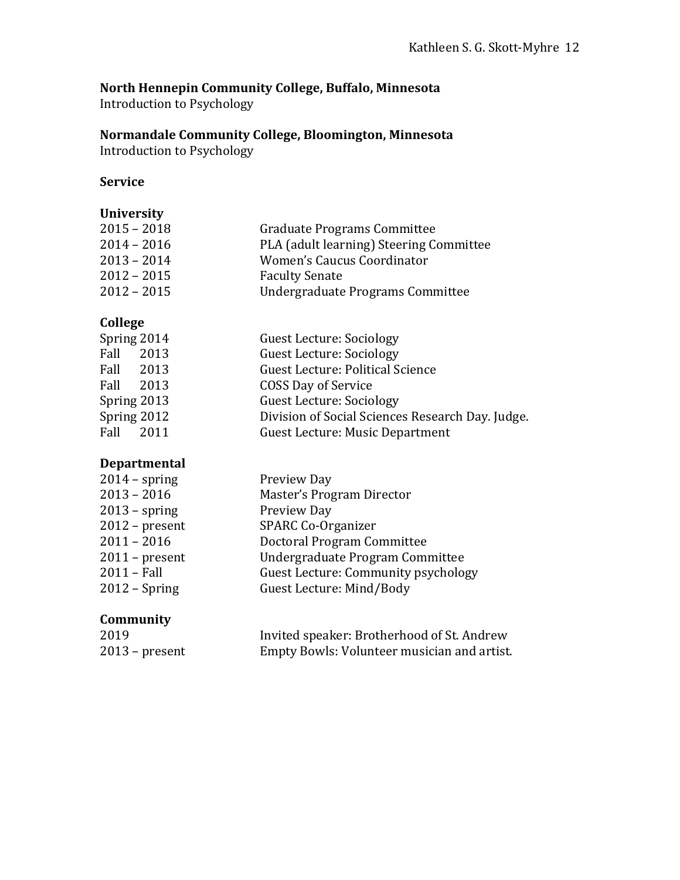**North Hennepin Community College, Buffalo, Minnesota**
Introduction to Psychology

**Normandale Community College, Bloomington, Minnesota**
Introduction to Psychology

**Service**

**University**

| | |
|---|---|
| 2015 – 2018 | Graduate Programs Committee |
| 2014 – 2016 | PLA (adult learning) Steering Committee |
| 2013 – 2014 | Women's Caucus Coordinator |
| 2012 – 2015 | Faculty Senate |
| 2012 – 2015 | Undergraduate Programs Committee |

**College**

| | |
|---|---|
| Spring 2014 | Guest Lecture: Sociology |
| Fall 2013 | Guest Lecture: Sociology |
| Fall 2013 | Guest Lecture: Political Science |
| Fall 2013 | COSS Day of Service |
| Spring 2013 | Guest Lecture: Sociology |
| Spring 2012 | Division of Social Sciences Research Day. Judge. |
| Fall 2011 | Guest Lecture: Music Department |

**Departmental**

| | |
|---|---|
| 2014 – spring | Preview Day |
| 2013 – 2016 | Master's Program Director |
| 2013 – spring | Preview Day |
| 2012 – present | SPARC Co-Organizer |
| 2011 – 2016 | Doctoral Program Committee |
| 2011 – present | Undergraduate Program Committee |
| 2011 – Fall | Guest Lecture: Community psychology |
| 2012 – Spring | Guest Lecture: Mind/Body |

**Community**

| | |
|---|---|
| 2019 | Invited speaker: Brotherhood of St. Andrew |
| 2013 – present | Empty Bowls: Volunteer musician and artist. |